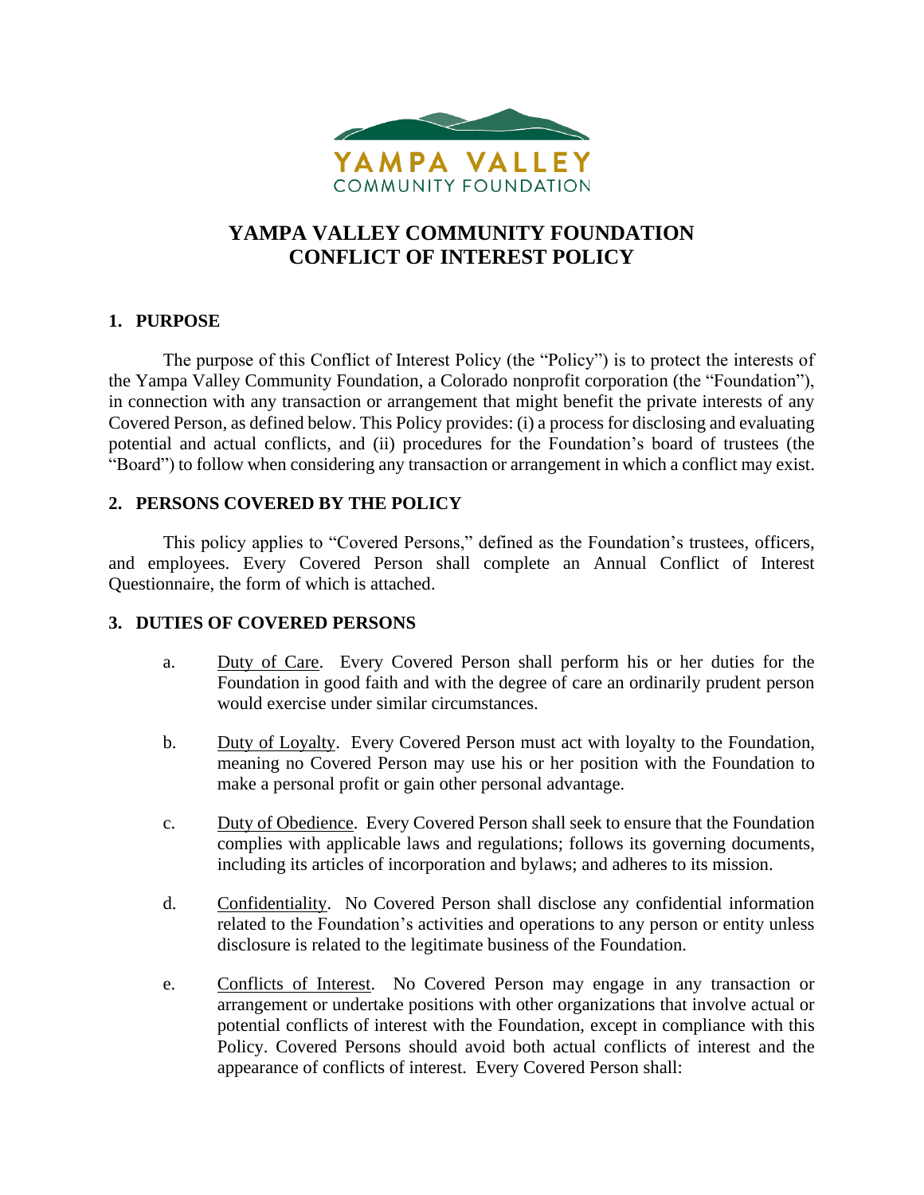# YAMPA VALLEY COMMUNITY FOUNDATION
# CONFLICT OF INTEREST POLICY

## 1. PURPOSE

The purpose of this Conflict of Interest Policy (the "Policy") is to protect the interests of the Yampa Valley Community Foundation, a Colorado nonprofit corporation (the "Foundation"), in connection with any transaction or arrangement that might benefit the private interests of any Covered Person, as defined below. This Policy provides: (i) a process for disclosing and evaluating potential and actual conflicts, and (ii) procedures for the Foundation's board of trustees (the "Board") to follow when considering any transaction or arrangement in which a conflict may exist.

## 2. PERSONS COVERED BY THE POLICY

This policy applies to "Covered Persons," defined as the Foundation's trustees, officers, and employees. Every Covered Person shall complete an Annual Conflict of Interest Questionnaire, the form of which is attached.

## 3. DUTIES OF COVERED PERSONS

a. Duty of Care. Every Covered Person shall perform his or her duties for the Foundation in good faith and with the degree of care an ordinarily prudent person would exercise under similar circumstances.

b. Duty of Loyalty. Every Covered Person must act with loyalty to the Foundation, meaning no Covered Person may use his or her position with the Foundation to make a personal profit or gain other personal advantage.

c. Duty of Obedience. Every Covered Person shall seek to ensure that the Foundation complies with applicable laws and regulations; follows its governing documents, including its articles of incorporation and bylaws; and adheres to its mission.

d. Confidentiality. No Covered Person shall disclose any confidential information related to the Foundation's activities and operations to any person or entity unless disclosure is related to the legitimate business of the Foundation.

e. Conflicts of Interest. No Covered Person may engage in any transaction or arrangement or undertake positions with other organizations that involve actual or potential conflicts of interest with the Foundation, except in compliance with this Policy. Covered Persons should avoid both actual conflicts of interest and the appearance of conflicts of interest. Every Covered Person shall: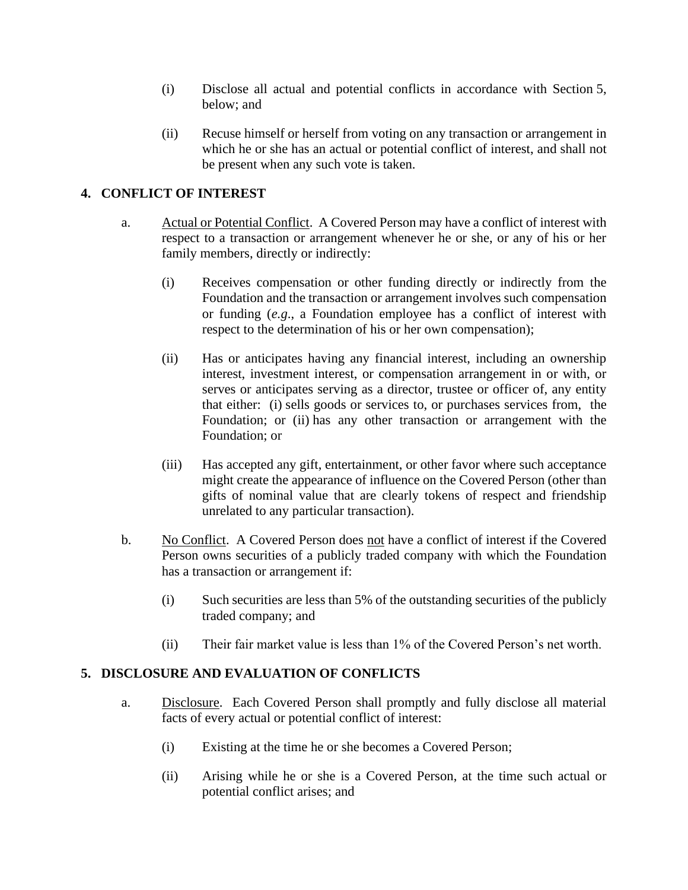(i) Disclose all actual and potential conflicts in accordance with Section 5, below; and

(ii) Recuse himself or herself from voting on any transaction or arrangement in which he or she has an actual or potential conflict of interest, and shall not be present when any such vote is taken.

## 4. CONFLICT OF INTEREST

a. Actual or Potential Conflict. A Covered Person may have a conflict of interest with respect to a transaction or arrangement whenever he or she, or any of his or her family members, directly or indirectly:

(i) Receives compensation or other funding directly or indirectly from the Foundation and the transaction or arrangement involves such compensation or funding (*e.g.*, a Foundation employee has a conflict of interest with respect to the determination of his or her own compensation);

(ii) Has or anticipates having any financial interest, including an ownership interest, investment interest, or compensation arrangement in or with, or serves or anticipates serving as a director, trustee or officer of, any entity that either: (i) sells goods or services to, or purchases services from, the Foundation; or (ii) has any other transaction or arrangement with the Foundation; or

(iii) Has accepted any gift, entertainment, or other favor where such acceptance might create the appearance of influence on the Covered Person (other than gifts of nominal value that are clearly tokens of respect and friendship unrelated to any particular transaction).

b. No Conflict. A Covered Person does not have a conflict of interest if the Covered Person owns securities of a publicly traded company with which the Foundation has a transaction or arrangement if:

(i) Such securities are less than 5% of the outstanding securities of the publicly traded company; and

(ii) Their fair market value is less than 1% of the Covered Person's net worth.

## 5. DISCLOSURE AND EVALUATION OF CONFLICTS

a. Disclosure. Each Covered Person shall promptly and fully disclose all material facts of every actual or potential conflict of interest:

(i) Existing at the time he or she becomes a Covered Person;

(ii) Arising while he or she is a Covered Person, at the time such actual or potential conflict arises; and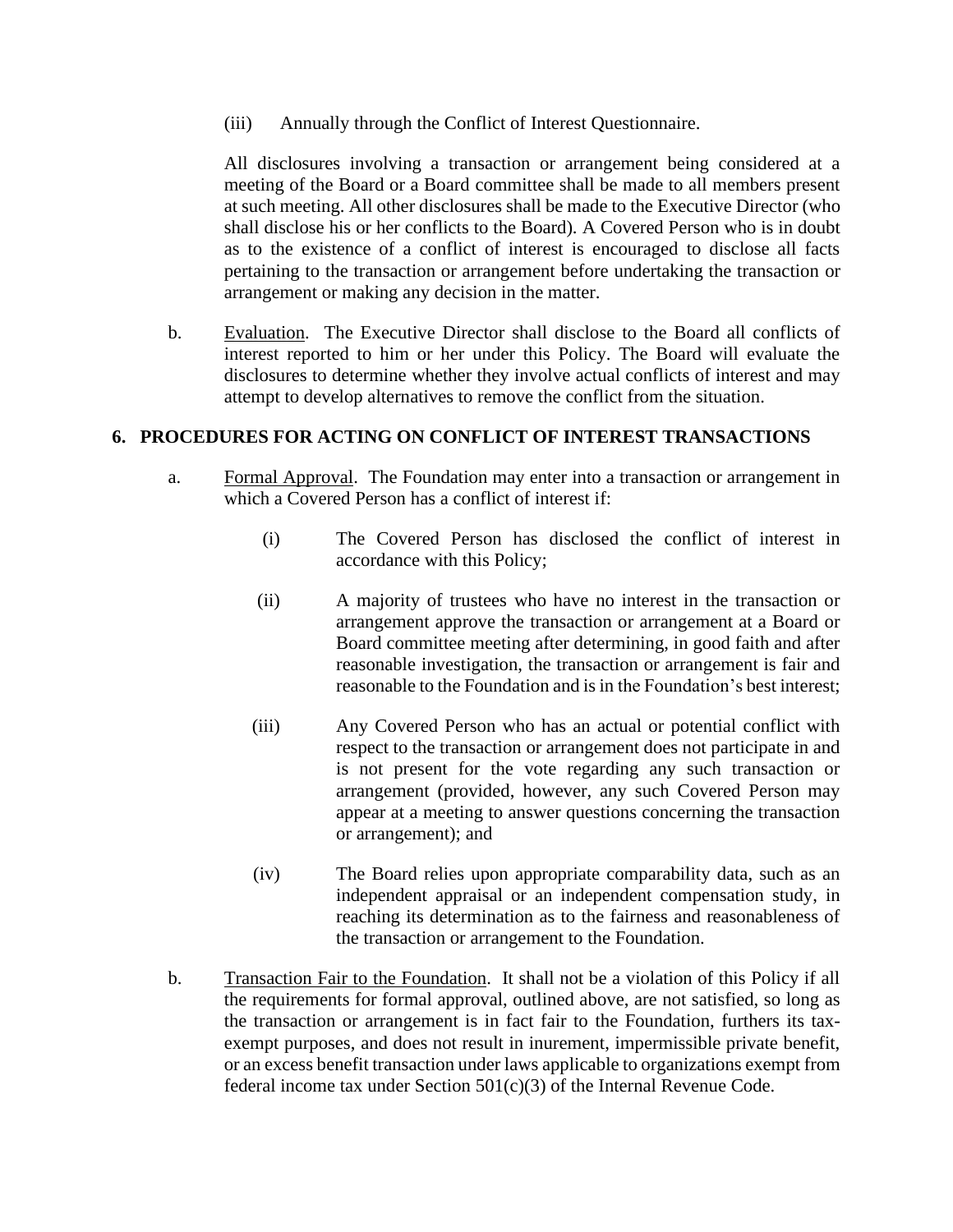(iii) Annually through the Conflict of Interest Questionnaire.

All disclosures involving a transaction or arrangement being considered at a meeting of the Board or a Board committee shall be made to all members present at such meeting. All other disclosures shall be made to the Executive Director (who shall disclose his or her conflicts to the Board). A Covered Person who is in doubt as to the existence of a conflict of interest is encouraged to disclose all facts pertaining to the transaction or arrangement before undertaking the transaction or arrangement or making any decision in the matter.

b. Evaluation. The Executive Director shall disclose to the Board all conflicts of interest reported to him or her under this Policy. The Board will evaluate the disclosures to determine whether they involve actual conflicts of interest and may attempt to develop alternatives to remove the conflict from the situation.

## 6. PROCEDURES FOR ACTING ON CONFLICT OF INTEREST TRANSACTIONS

a. Formal Approval. The Foundation may enter into a transaction or arrangement in which a Covered Person has a conflict of interest if:

(i) The Covered Person has disclosed the conflict of interest in accordance with this Policy;

(ii) A majority of trustees who have no interest in the transaction or arrangement approve the transaction or arrangement at a Board or Board committee meeting after determining, in good faith and after reasonable investigation, the transaction or arrangement is fair and reasonable to the Foundation and is in the Foundation's best interest;

(iii) Any Covered Person who has an actual or potential conflict with respect to the transaction or arrangement does not participate in and is not present for the vote regarding any such transaction or arrangement (provided, however, any such Covered Person may appear at a meeting to answer questions concerning the transaction or arrangement); and

(iv) The Board relies upon appropriate comparability data, such as an independent appraisal or an independent compensation study, in reaching its determination as to the fairness and reasonableness of the transaction or arrangement to the Foundation.

b. Transaction Fair to the Foundation. It shall not be a violation of this Policy if all the requirements for formal approval, outlined above, are not satisfied, so long as the transaction or arrangement is in fact fair to the Foundation, furthers its tax-exempt purposes, and does not result in inurement, impermissible private benefit, or an excess benefit transaction under laws applicable to organizations exempt from federal income tax under Section 501(c)(3) of the Internal Revenue Code.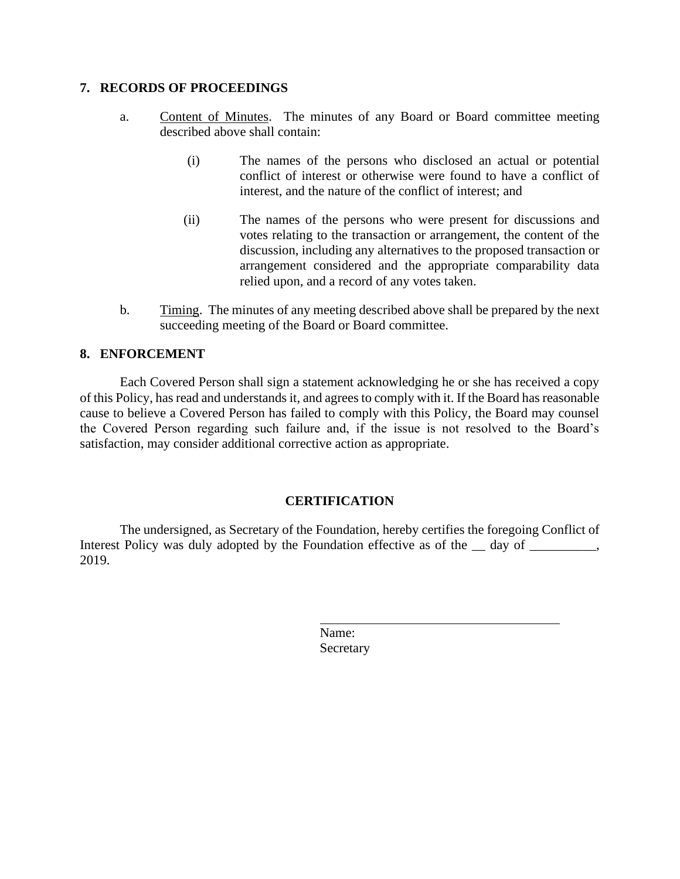## 7. RECORDS OF PROCEEDINGS

a. Content of Minutes. The minutes of any Board or Board committee meeting described above shall contain:

(i) The names of the persons who disclosed an actual or potential conflict of interest or otherwise were found to have a conflict of interest, and the nature of the conflict of interest; and

(ii) The names of the persons who were present for discussions and votes relating to the transaction or arrangement, the content of the discussion, including any alternatives to the proposed transaction or arrangement considered and the appropriate comparability data relied upon, and a record of any votes taken.

b. Timing. The minutes of any meeting described above shall be prepared by the next succeeding meeting of the Board or Board committee.

## 8. ENFORCEMENT

Each Covered Person shall sign a statement acknowledging he or she has received a copy of this Policy, has read and understands it, and agrees to comply with it. If the Board has reasonable cause to believe a Covered Person has failed to comply with this Policy, the Board may counsel the Covered Person regarding such failure and, if the issue is not resolved to the Board's satisfaction, may consider additional corrective action as appropriate.

## CERTIFICATION

The undersigned, as Secretary of the Foundation, hereby certifies the foregoing Conflict of Interest Policy was duly adopted by the Foundation effective as of the __ day of __________, 2019.

\_\_\_\_\_\_\_\_\_\_\_\_\_\_\_\_\_\_\_\_\_\_\_\_\_\_\_\_\_\_\_\_\_\_\_\_

Name:
Secretary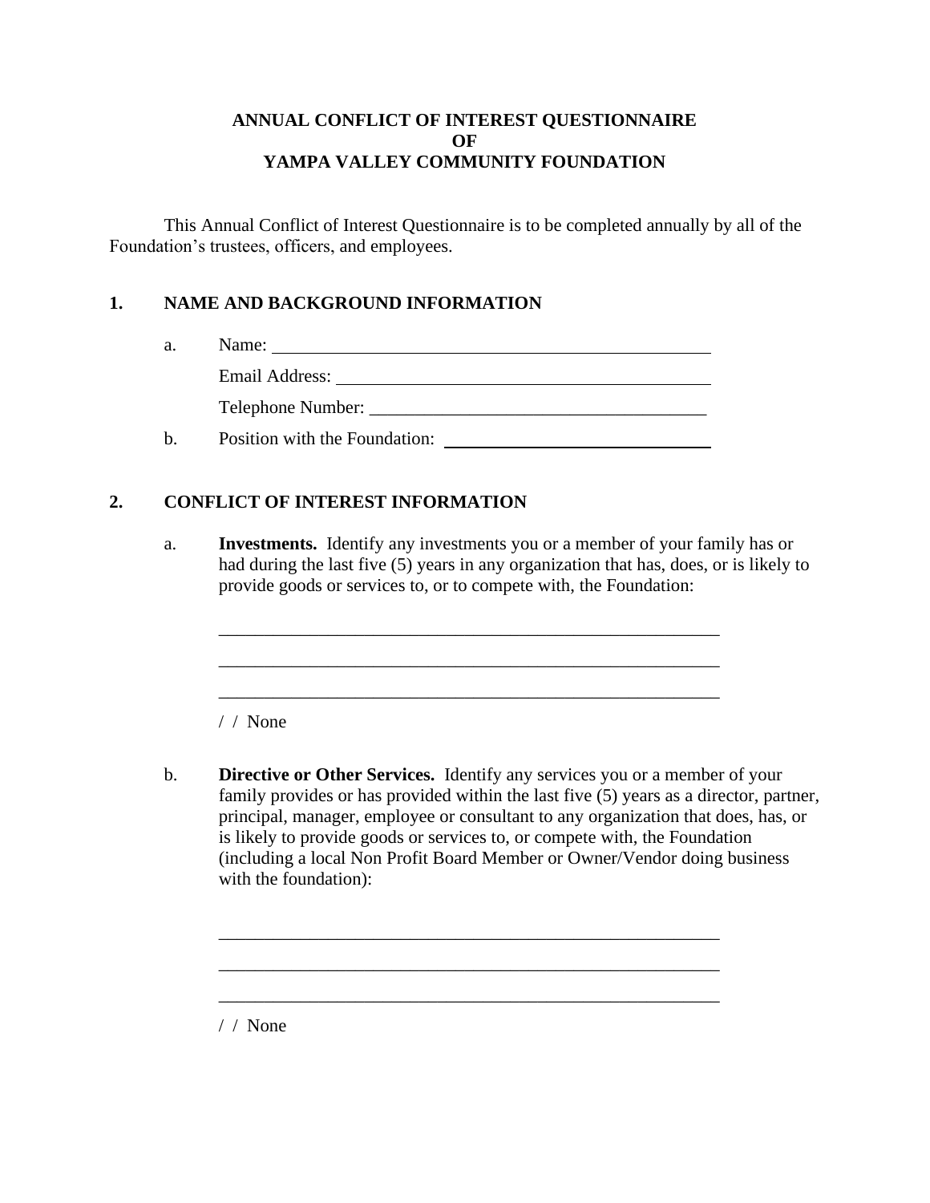**ANNUAL CONFLICT OF INTEREST QUESTIONNAIRE**
**OF**
**YAMPA VALLEY COMMUNITY FOUNDATION**

This Annual Conflict of Interest Questionnaire is to be completed annually by all of the Foundation's trustees, officers, and employees.

## 1. NAME AND BACKGROUND INFORMATION

a. Name: ____________________________________________

Email Address: ____________________________________________

Telephone Number: ____________________________________

b. Position with the Foundation: ____________________________

## 2. CONFLICT OF INTEREST INFORMATION

a. **Investments.** Identify any investments you or a member of your family has or had during the last five (5) years in any organization that has, does, or is likely to provide goods or services to, or to compete with, the Foundation:

_______________________________________________________

_______________________________________________________

_______________________________________________________

/ / None

b. **Directive or Other Services.** Identify any services you or a member of your family provides or has provided within the last five (5) years as a director, partner, principal, manager, employee or consultant to any organization that does, has, or is likely to provide goods or services to, or compete with, the Foundation (including a local Non Profit Board Member or Owner/Vendor doing business with the foundation):

_______________________________________________________

_______________________________________________________

_______________________________________________________

/ / None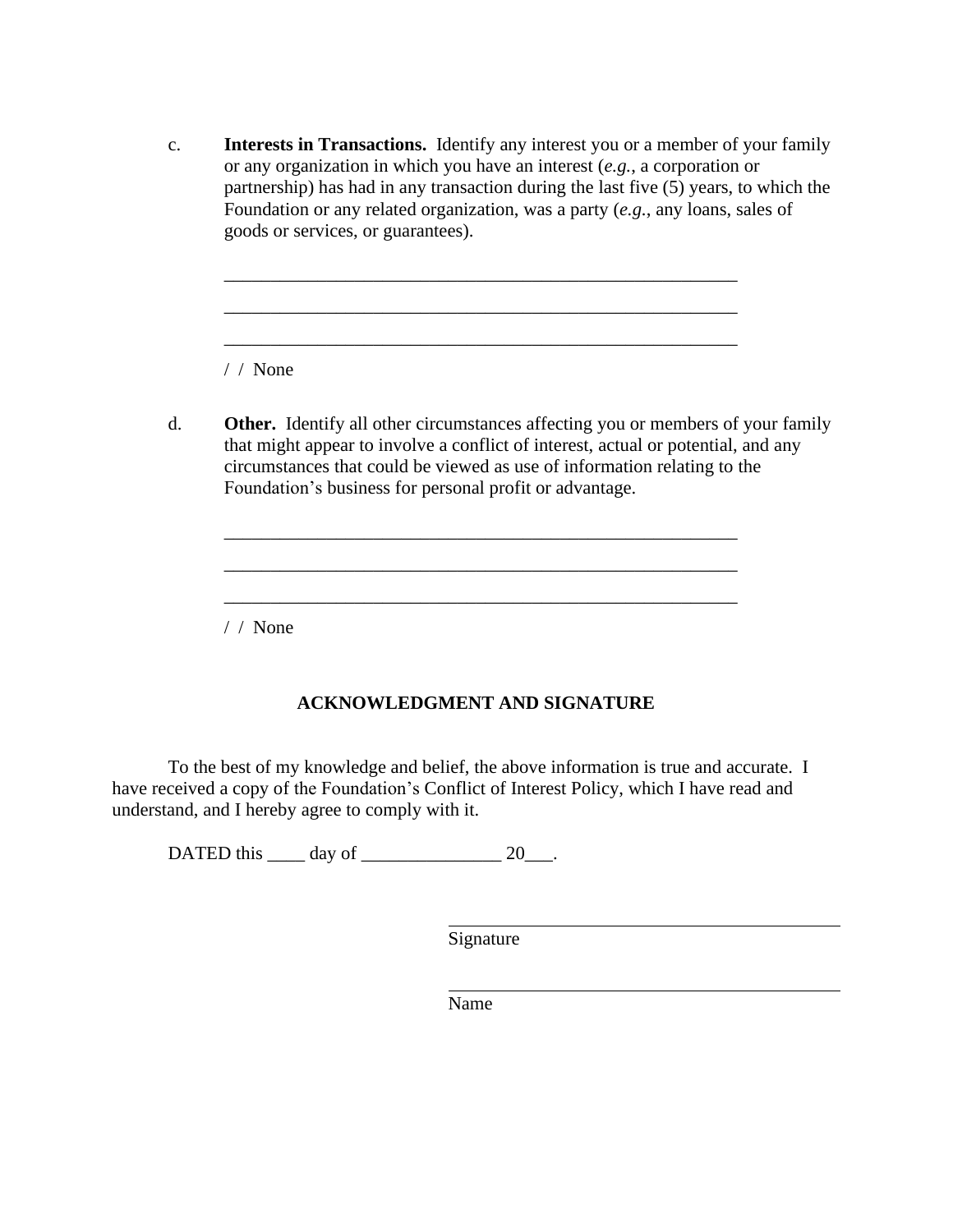c. **Interests in Transactions.** Identify any interest you or a member of your family or any organization in which you have an interest (*e.g.*, a corporation or partnership) has had in any transaction during the last five (5) years, to which the Foundation or any related organization, was a party (*e.g.*, any loans, sales of goods or services, or guarantees).

\_\_\_\_\_\_\_\_\_\_\_\_\_\_\_\_\_\_\_\_\_\_\_\_\_\_\_\_\_\_\_\_\_\_\_\_\_\_\_\_\_\_\_\_\_\_\_\_\_\_\_\_\_\_\_\_

\_\_\_\_\_\_\_\_\_\_\_\_\_\_\_\_\_\_\_\_\_\_\_\_\_\_\_\_\_\_\_\_\_\_\_\_\_\_\_\_\_\_\_\_\_\_\_\_\_\_\_\_\_\_\_\_

\_\_\_\_\_\_\_\_\_\_\_\_\_\_\_\_\_\_\_\_\_\_\_\_\_\_\_\_\_\_\_\_\_\_\_\_\_\_\_\_\_\_\_\_\_\_\_\_\_\_\_\_\_\_\_\_

/ / None

d. **Other.** Identify all other circumstances affecting you or members of your family that might appear to involve a conflict of interest, actual or potential, and any circumstances that could be viewed as use of information relating to the Foundation's business for personal profit or advantage.

\_\_\_\_\_\_\_\_\_\_\_\_\_\_\_\_\_\_\_\_\_\_\_\_\_\_\_\_\_\_\_\_\_\_\_\_\_\_\_\_\_\_\_\_\_\_\_\_\_\_\_\_\_\_\_\_

\_\_\_\_\_\_\_\_\_\_\_\_\_\_\_\_\_\_\_\_\_\_\_\_\_\_\_\_\_\_\_\_\_\_\_\_\_\_\_\_\_\_\_\_\_\_\_\_\_\_\_\_\_\_\_\_

\_\_\_\_\_\_\_\_\_\_\_\_\_\_\_\_\_\_\_\_\_\_\_\_\_\_\_\_\_\_\_\_\_\_\_\_\_\_\_\_\_\_\_\_\_\_\_\_\_\_\_\_\_\_\_\_

/ / None

## ACKNOWLEDGMENT AND SIGNATURE

To the best of my knowledge and belief, the above information is true and accurate. I have received a copy of the Foundation's Conflict of Interest Policy, which I have read and understand, and I hereby agree to comply with it.

DATED this \_\_\_\_ day of \_\_\_\_\_\_\_\_\_\_\_\_\_\_\_ 20\_\_\_.

\_\_\_\_\_\_\_\_\_\_\_\_\_\_\_\_\_\_\_\_\_\_\_\_\_\_\_\_\_\_\_\_\_\_\_\_\_\_\_\_\_\_\_\_
Signature

\_\_\_\_\_\_\_\_\_\_\_\_\_\_\_\_\_\_\_\_\_\_\_\_\_\_\_\_\_\_\_\_\_\_\_\_\_\_\_\_\_\_\_\_
Name